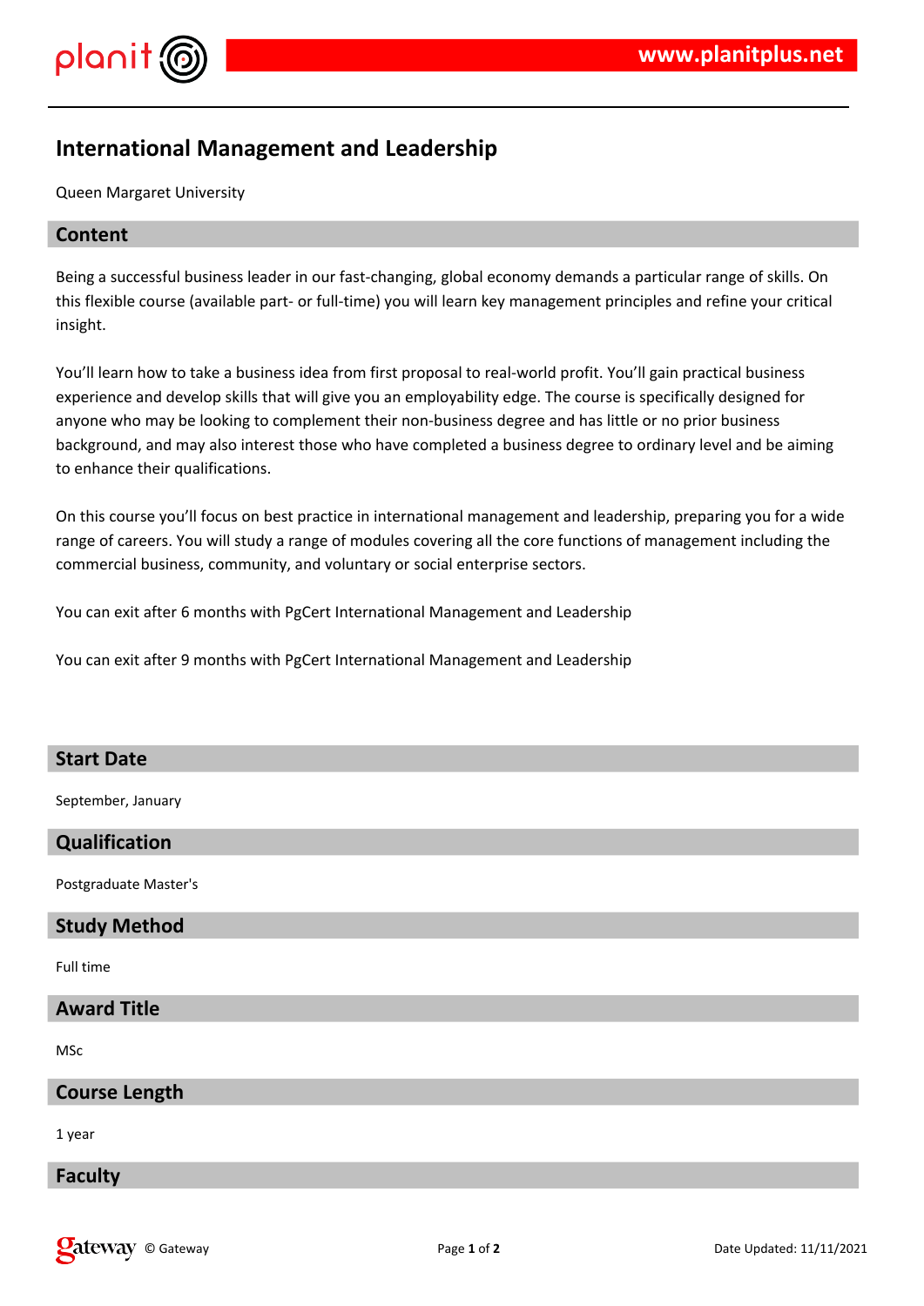# International Management and Leadership

Queen Margaret University

## Content

Being a successful business leader in our fast-changing, global economy demands a particular range of skills. On this flexible course (available part- or full-time) you will learn key management principles and refine your critical insight.

You'll learn how to take a business idea from first proposal to real-world profit. You'll gain practical business experience and develop skills that will give you an employability edge. The course is specifically designed for anyone who may be looking to complement their non-business degree and has little or no prior business background, and may also interest those who have completed a business degree to ordinary level and be aiming to enhance their qualifications.

On this course you'll focus on best practice in international management and leadership, preparing you for a wide range of careers. You will study a range of modules covering all the core functions of management including the commercial business, community, and voluntary or social enterprise sectors.

You can exit after 6 months with PgCert International Management and Leadership

You can exit after 9 months with PgCert International Management and Leadership

## Start Date

September, January

## Qualification

Postgraduate Master's

## Study Method

Full time

## Award Title

MSc

## Course Length

1 year

## Faculty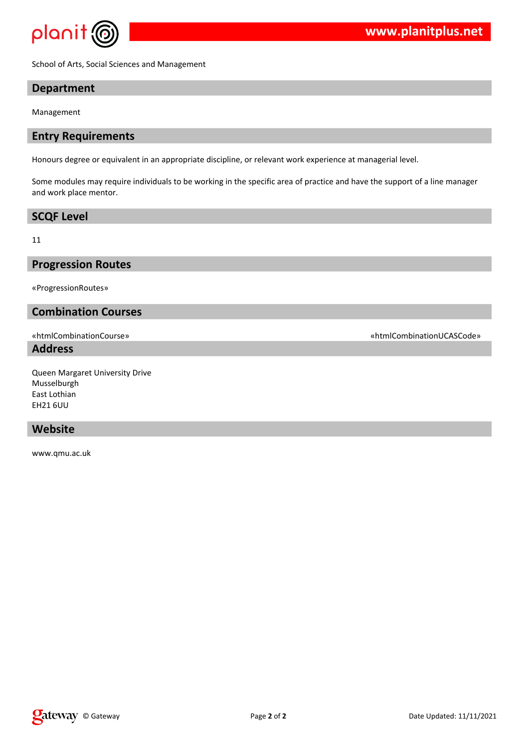School of Arts, Social Sciences and Management

## Department

Management

## Entry Requirements

Honours degree or equivalent in an appropriate discipline, or relevant work experience at managerial level.

Some modules may require individuals to be working in the specific area of practice and have the support of a line manager and work place mentor.

## SCQF Level

11

## Progression Routes

«ProgressionRoutes»

## Combination Courses

«htmlCombinationCourse» «htmlCombinationUCASCode»

## Address

Queen Margaret University Drive
Musselburgh
East Lothian
EH21 6UU

## Website

www.qmu.ac.uk